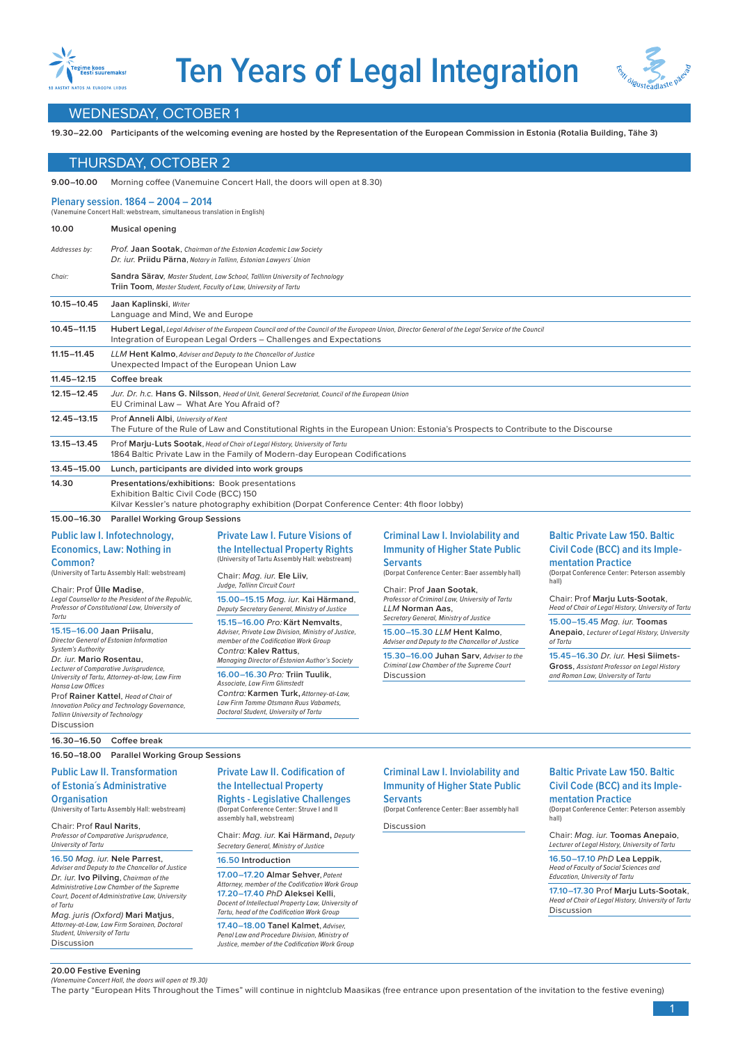# Ten Years of Legal Integration

Tegime koos Eesti suuremaks! 10 AASTAT NATOS JA EUROOPA LIIDUS

Eesti õigusteadlaste päevad

## WEDNESDAY, OCTOBER 1

**19.30–22.00** **Participants of the welcoming evening are hosted by the Representation of the European Commission in Estonia (Rotalia Building, Tähe 3)**

## THURSDAY, OCTOBER 2

**9.00–10.00** Morning coffee (Vanemuine Concert Hall, the doors will open at 8.30)

### Plenary session. 1864 – 2004 – 2014

(Vanemuine Concert Hall: webstream, simultaneous translation in English)

| | |
|---|---|
| **10.00** | **Musical opening** |
| *Addresses by:* | *Prof.* **Jaan Sootak**, *Chairman of the Estonian Academic Law Society*<br>*Dr. iur.* **Priidu Pärna**, *Notary in Tallinn, Estonian Lawyers' Union* |
| *Chair:* | **Sandra Särav**, *Master Student, Law School, Talllinn University of Technology*<br>**Triin Toom**, *Master Student, Faculty of Law, University of Tartu* |
| **10.15–10.45** | **Jaan Kaplinski**, *Writer*<br>Language and Mind, We and Europe |
| **10.45–11.15** | **Hubert Legal**, *Legal Adviser of the European Council and of the Council of the European Union, Director General of the Legal Service of the Council*<br>Integration of European Legal Orders – Challenges and Expectations |
| **11.15–11.45** | *LLM* **Hent Kalmo**, *Adviser and Deputy to the Chancellor of Justice*<br>Unexpected Impact of the European Union Law |
| **11.45–12.15** | **Coffee break** |
| **12.15–12.45** | *Jur. Dr. h.c.* **Hans G. Nilsson**, *Head of Unit, General Secretariat, Council of the European Union*<br>EU Criminal Law – What Are You Afraid of? |
| **12.45–13.15** | Prof **Anneli Albi**, *University of Kent*<br>The Future of the Rule of Law and Constitutional Rights in the European Union: Estonia's Prospects to Contribute to the Discourse |
| **13.15–13.45** | Prof **Marju-Luts Sootak**, *Head of Chair of Legal History, University of Tartu*<br>1864 Baltic Private Law in the Family of Modern-day European Codifications |
| **13.45–15.00** | **Lunch, participants are divided into work groups** |
| **14.30** | **Presentations/exhibitions:** Book presentations<br>Exhibition Baltic Civil Code (BCC) 150<br>Kilvar Kessler's nature photography exhibition (Dorpat Conference Center: 4th floor lobby) |
| **15.00–16.30** | **Parallel Working Group Sessions** |

#### Public law I. Infotechnology, Economics, Law: Nothing in Common?

(University of Tartu Assembly Hall: webstream)

Chair: Prof **Ülle Madise**, *Legal Counsellor to the President of the Republic, Professor of Constitutional Law, University of Tartu*

**15.15–16.00** **Jaan Priisalu**, *Director General of Estonian Information System's Authority*
*Dr. iur.* **Mario Rosentau**, *Lecturer of Comparative Jurisprudence, University of Tartu, Attorney-at-law, Law Firm Hansa Law Offices*
Prof **Rainer Kattel**, *Head of Chair of Innovation Policy and Technology Governance, Tallinn University of Technology*
Discussion

#### Private Law I. Future Visions of the Intellectual Property Rights

(University of Tartu Assembly Hall: webstream)

Chair: *Mag. iur.* **Ele Liiv**, *Judge, Tallinn Circuit Court*

**15.00–15.15** *Mag. iur.* **Kai Härmand**, *Deputy Secretary General, Ministry of Justice*

**15.15–16.00** *Pro:* **Kärt Nemvalts**, *Adviser, Private Law Division, Ministry of Justice, member of the Codification Work Group*
*Contra:* **Kalev Rattus**, *Managing Director of Estonian Author's Society*

**16.00–16.30** *Pro:* **Triin Tuulik**, *Associate, Law Firm Glimstedt*
*Contra:* **Karmen Turk**, *Attorney-at-Law, Law Firm Tamme Otsmann Ruus Vabamets, Doctoral Student, University of Tartu*

#### Criminal Law I. Inviolability and Immunity of Higher State Public Servants

(Dorpat Conference Center: Baer assembly hall)

Chair: Prof **Jaan Sootak**, *Professor of Criminal Law, University of Tartu*
*LLM* **Norman Aas**, *Secretary General, Ministry of Justice*

**15.00–15.30** *LLM* **Hent Kalmo**, *Adviser and Deputy to the Chancellor of Justice*

**15.30–16.00** **Juhan Sarv**, *Adviser to the Criminal Law Chamber of the Supreme Court*
Discussion

#### Baltic Private Law 150. Baltic Civil Code (BCC) and its Implementation Practice

(Dorpat Conference Center: Peterson assembly hall)

Chair: Prof **Marju Luts-Sootak**, *Head of Chair of Legal History, University of Tartu*

**15.00–15.45** *Mag. iur.* **Toomas Anepaio**, *Lecturer of Legal History, University of Tartu*

**15.45–16.30** *Dr. iur.* **Hesi Siimets-Gross**, *Assistant Professor on Legal History and Roman Law, University of Tartu*

**16.30–16.50** **Coffee break**

**16.50–18.00** **Parallel Working Group Sessions**

#### Public Law II. Transformation of Estonia´s Administrative Organisation

(University of Tartu Assembly Hall: webstream)

Chair: Prof **Raul Narits**, *Professor of Comparative Jurisprudence, University of Tartu*

**16.50** *Mag. iur.* **Nele Parrest**, *Adviser and Deputy to the Chancellor of Justice*
*Dr. iur.* **Ivo Pilving**, *Chairman of the Administrative Law Chamber of the Supreme Court, Docent of Administrative Law, University of Tartu*
*Mag. juris (Oxford)* **Mari Matjus**, *Attorney-at-Law, Law Firm Sorainen, Doctoral Student, University of Tartu*
Discussion

#### Private Law II. Codification of the Intellectual Property Rights - Legislative Challenges

(Dorpat Conference Center: Struve I and II assembly hall, webstream)

Chair: *Mag. iur.* **Kai Härmand**, *Deputy Secretary General, Ministry of Justice*

**16.50** Introduction

**17.00–17.20** **Almar Sehver**, *Patent Attorney, member of the Codification Work Group*
**17.20–17.40** *PhD* **Aleksei Kelli**, *Docent of Intellectual Property Law, University of Tartu, head of the Codification Work Group*

**17.40–18.00** **Tanel Kalmet**, *Adviser, Penal Law and Procedure Division, Ministry of Justice, member of the Codification Work Group*

#### Criminal Law I. Inviolability and Immunity of Higher State Public Servants

(Dorpat Conference Center: Baer assembly hall

Discussion

#### Baltic Private Law 150. Baltic Civil Code (BCC) and its Implementation Practice

(Dorpat Conference Center: Peterson assembly hall)

Chair: *Mag. iur.* **Toomas Anepaio**, *Lecturer of Legal History, University of Tartu*

**16.50–17.10** *PhD* **Lea Leppik**, *Head of Faculty of Social Sciences and Education, University of Tartu*

**17.10–17.30** Prof **Marju Luts-Sootak**, *Head of Chair of Legal History, University of Tartu*
Discussion

**20.00 Festive Evening**
*(Vanemuine Concert Hall, the doors will open at 19.30)*
The party "European Hits Throughout the Times" will continue in nightclub Maasikas (free entrance upon presentation of the invitation to the festive evening)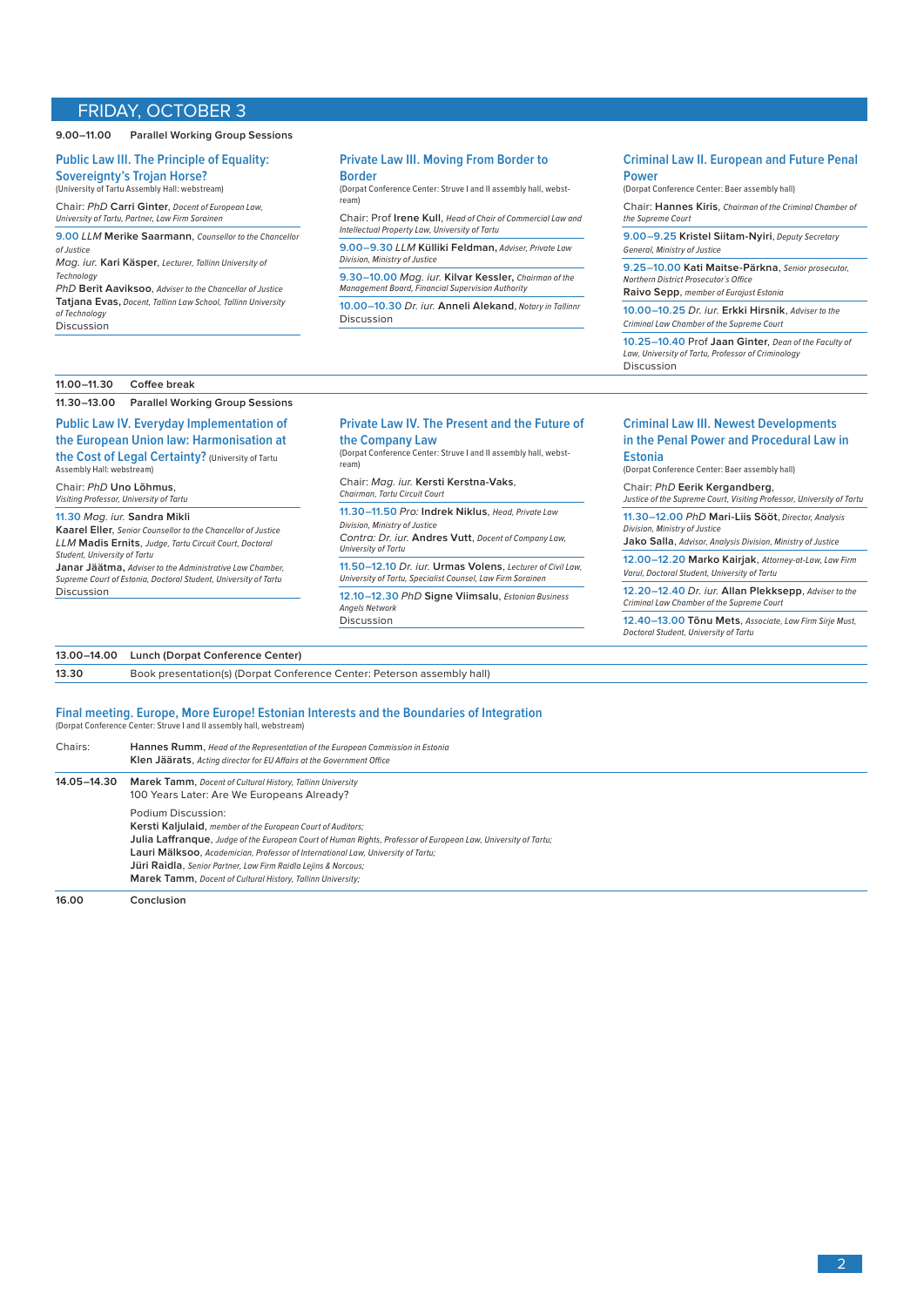## FRIDAY, OCTOBER 3

**9.00–11.00** Parallel Working Group Sessions

### Public Law III. The Principle of Equality: Sovereignty's Trojan Horse?

(University of Tartu Assembly Hall: webstream)

Chair: *PhD* **Carri Ginter**, *Docent of European Law, University of Tartu, Partner, Law Firm Sorainen*

9.00 *LLM* **Merike Saarmann**, *Counsellor to the Chancellor of Justice*
*Mag. iur.* **Kari Käsper**, *Lecturer, Tallinn University of Technology*
*PhD* **Berit Aaviksoo**, *Adviser to the Chancellor of Justice*
**Tatjana Evas**, *Docent, Tallinn Law School, Tallinn University of Technology*
Discussion

### Private Law III. Moving From Border to Border

(Dorpat Conference Center: Struve I and II assembly hall, webstream)

Chair: Prof **Irene Kull**, *Head of Chair of Commercial Law and Intellectual Property Law, University of Tartu*

9.00–9.30 *LLM* **Külliki Feldman**, *Adviser, Private Law Division, Ministry of Justice*

9.30–10.00 *Mag. iur.* **Kilvar Kessler**, *Chairman of the Management Board, Financial Supervision Authority*

10.00–10.30 *Dr. iur.* **Anneli Alekand**, *Notary in Tallinnr*
Discussion

### Criminal Law II. European and Future Penal Power

(Dorpat Conference Center: Baer assembly hall)

Chair: **Hannes Kiris**, *Chairman of the Criminal Chamber of the Supreme Court*

9.00–9.25 **Kristel Siitam-Nyiri**, *Deputy Secretary General, Ministry of Justice*

9.25–10.00 **Kati Maitse-Pärkna**, *Senior prosecutor, Northern District Prosecutor's Office*
**Raivo Sepp**, *member of Eurojust Estonia*

10.00–10.25 *Dr. iur.* **Erkki Hirsnik**, *Adviser to the Criminal Law Chamber of the Supreme Court*

10.25–10.40 Prof **Jaan Ginter**, *Dean of the Faculty of Law, University of Tartu, Professor of Criminology*
Discussion

**11.00–11.30** Coffee break

**11.30–13.00** Parallel Working Group Sessions

### Public Law IV. Everyday Implementation of the European Union law: Harmonisation at the Cost of Legal Certainty?

(University of Tartu Assembly Hall: webstream)

Chair: *PhD* **Uno Lõhmus**, *Visiting Professor, University of Tartu*

11.30 *Mag. iur.* **Sandra Mikli**
**Kaarel Eller**, *Senior Counsellor to the Chancellor of Justice*
*LLM* **Madis Ernits**, *Judge, Tartu Circuit Court, Doctoral Student, University of Tartu*
**Janar Jäätma**, *Adviser to the Administrative Law Chamber, Supreme Court of Estonia, Doctoral Student, University of Tartu*
Discussion

### Private Law IV. The Present and the Future of the Company Law

(Dorpat Conference Center: Struve I and II assembly hall, webstream)

Chair: *Mag. iur.* **Kersti Kerstna-Vaks**, *Chairman, Tartu Circuit Court*

11.30–11.50 *Pro:* **Indrek Niklus**, *Head, Private Law Division, Ministry of Justice*
*Contra: Dr. iur.* **Andres Vutt**, *Docent of Company Law, University of Tartu*

11.50–12.10 *Dr. iur.* **Urmas Volens**, *Lecturer of Civil Law, University of Tartu, Specialist Counsel, Law Firm Sorainen*

12.10–12.30 *PhD* **Signe Viimsalu**, *Estonian Business Angels Network*
Discussion

### Criminal Law III. Newest Developments in the Penal Power and Procedural Law in Estonia

(Dorpat Conference Center: Baer assembly hall)

Chair: *PhD* **Eerik Kergandberg**, *Justice of the Supreme Court, Visiting Professor, University of Tartu*

11.30–12.00 *PhD* **Mari-Liis Sööt**, *Director, Analysis Division, Ministry of Justice*
**Jako Salla**, *Advisor, Analysis Division, Ministry of Justice*

12.00–12.20 **Marko Kairjak**, *Attorney-at-Law, Law Firm Varul, Doctoral Student, University of Tartu*

12.20–12.40 *Dr. iur.* **Allan Plekksepp**, *Adviser to the Criminal Law Chamber of the Supreme Court*

12.40–13.00 **Tõnu Mets**, *Associate, Law Firm Sirje Must, Doctoral Student, University of Tartu*

**13.00–14.00** Lunch (Dorpat Conference Center)

**13.30** Book presentation(s) (Dorpat Conference Center: Peterson assembly hall)

### Final meeting. Europe, More Europe! Estonian Interests and the Boundaries of Integration

(Dorpat Conference Center: Struve I and II assembly hall, webstream)

Chairs: **Hannes Rumm**, *Head of the Representation of the European Commission in Estonia*
**Klen Jäärats**, *Acting director for EU Affairs at the Government Office*

**14.05–14.30** **Marek Tamm**, *Docent of Cultural History, Tallinn University*
100 Years Later: Are We Europeans Already?

Podium Discussion:
**Kersti Kaljulaid**, *member of the European Court of Auditors;*
**Julia Laffranque**, *Judge of the European Court of Human Rights, Professor of European Law, University of Tartu;*
**Lauri Mälksoo**, *Academician, Professor of International Law, University of Tartu;*
**Jüri Raidla**, *Senior Partner, Law Firm Raidla Lejins & Norcous;*
**Marek Tamm**, *Docent of Cultural History, Tallinn University;*

**16.00** Conclusion